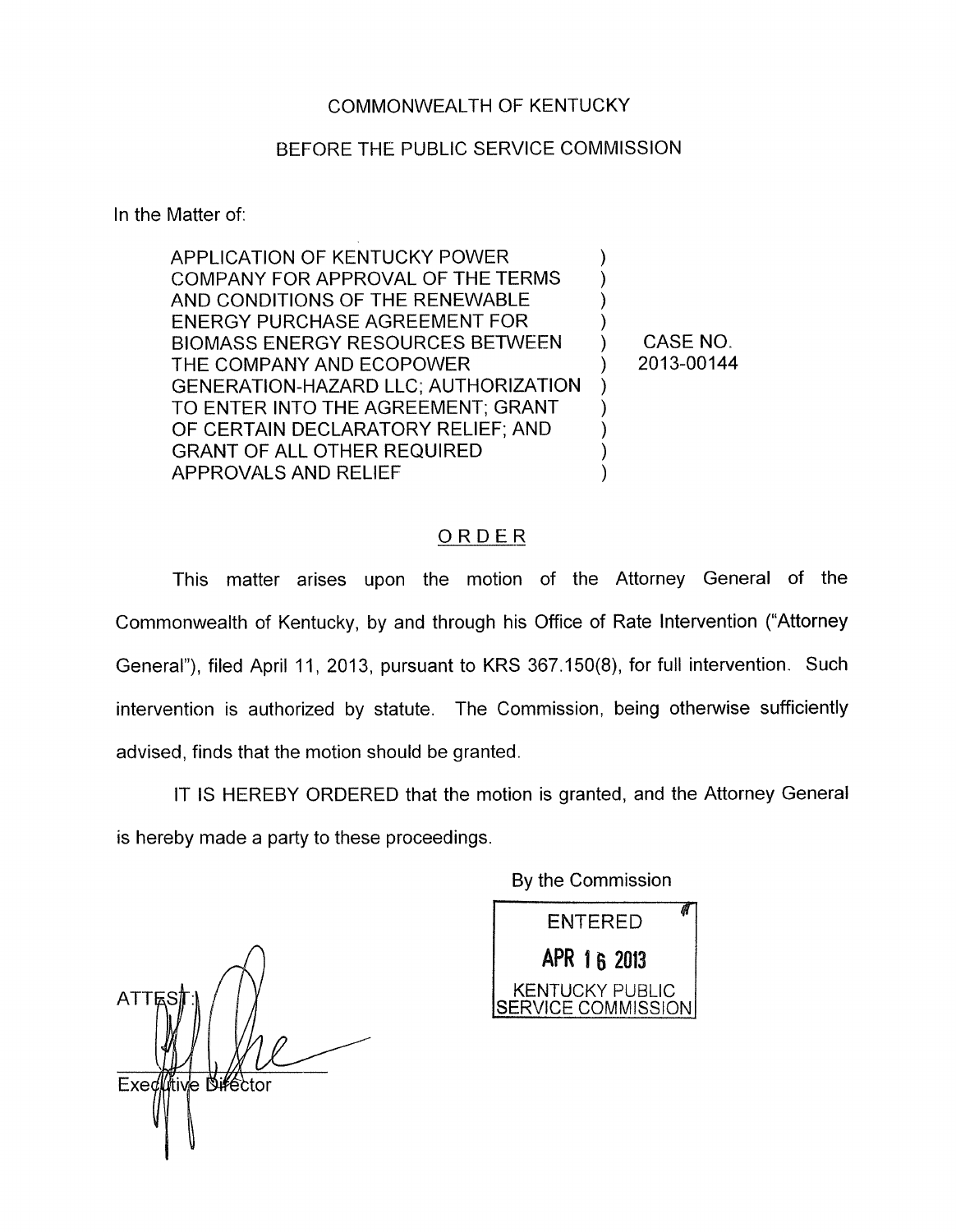COMMONWEALTH OF KENTUCKY

BEFORE THE PUBLIC SERVICE COMMISSION

In the Matter of:

| | | |
|---|---|---|
| APPLICATION OF KENTUCKY POWER COMPANY FOR APPROVAL OF THE TERMS AND CONDITIONS OF THE RENEWABLE ENERGY PURCHASE AGREEMENT FOR BIOMASS ENERGY RESOURCES BETWEEN THE COMPANY AND ECOPOWER GENERATION-HAZARD LLC; AUTHORIZATION TO ENTER INTO THE AGREEMENT; GRANT OF CERTAIN DECLARATORY RELIEF; AND GRANT OF ALL OTHER REQUIRED APPROVALS AND RELIEF | ) | CASE NO. 2013-00144 |

## ORDER

This matter arises upon the motion of the Attorney General of the Commonwealth of Kentucky, by and through his Office of Rate Intervention ("Attorney General"), filed April 11, 2013, pursuant to KRS 367.150(8), for full intervention. Such intervention is authorized by statute. The Commission, being otherwise sufficiently advised, finds that the motion should be granted.

IT IS HEREBY ORDERED that the motion is granted, and the Attorney General is hereby made a party to these proceedings.

By the Commission

ENTERED
APR 16 2013
KENTUCKY PUBLIC SERVICE COMMISSION

ATTEST:

Executive Director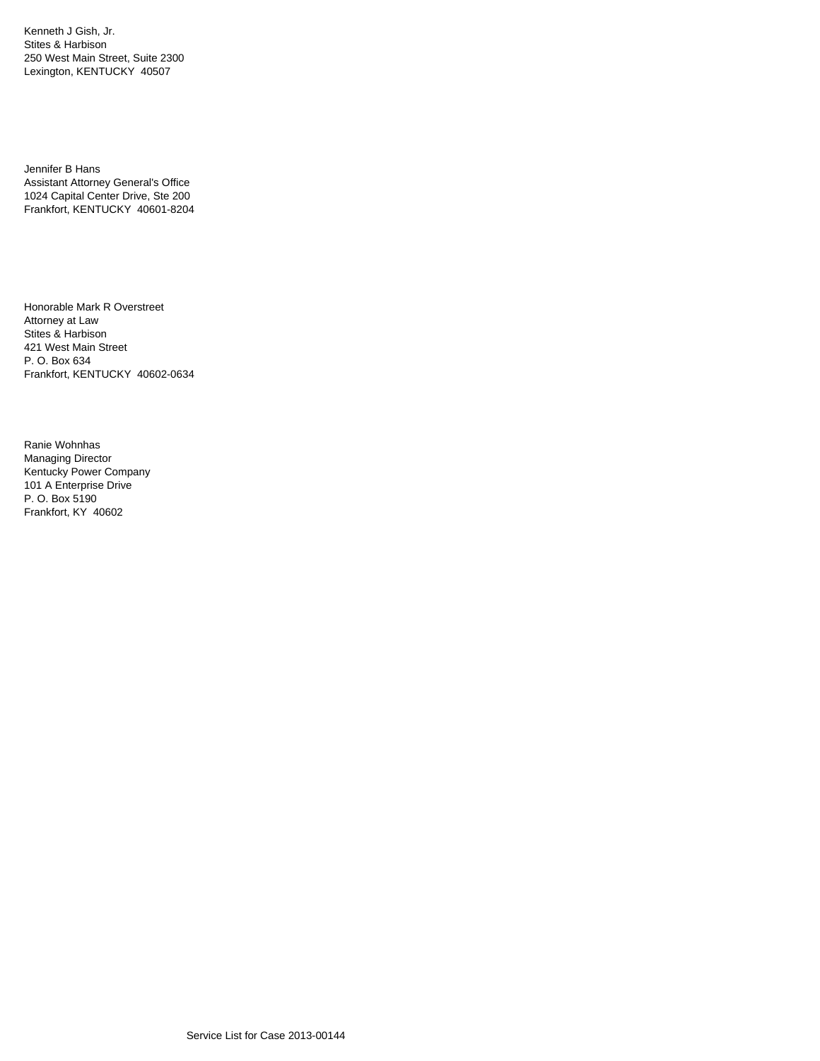Kenneth J Gish, Jr.
Stites & Harbison
250 West Main Street, Suite 2300
Lexington, KENTUCKY  40507

Jennifer B Hans
Assistant Attorney General's Office
1024 Capital Center Drive, Ste 200
Frankfort, KENTUCKY  40601-8204

Honorable Mark R Overstreet
Attorney at Law
Stites & Harbison
421 West Main Street
P. O. Box 634
Frankfort, KENTUCKY  40602-0634

Ranie Wohnhas
Managing Director
Kentucky Power Company
101 A Enterprise Drive
P. O. Box 5190
Frankfort, KY  40602

Service List for Case 2013-00144